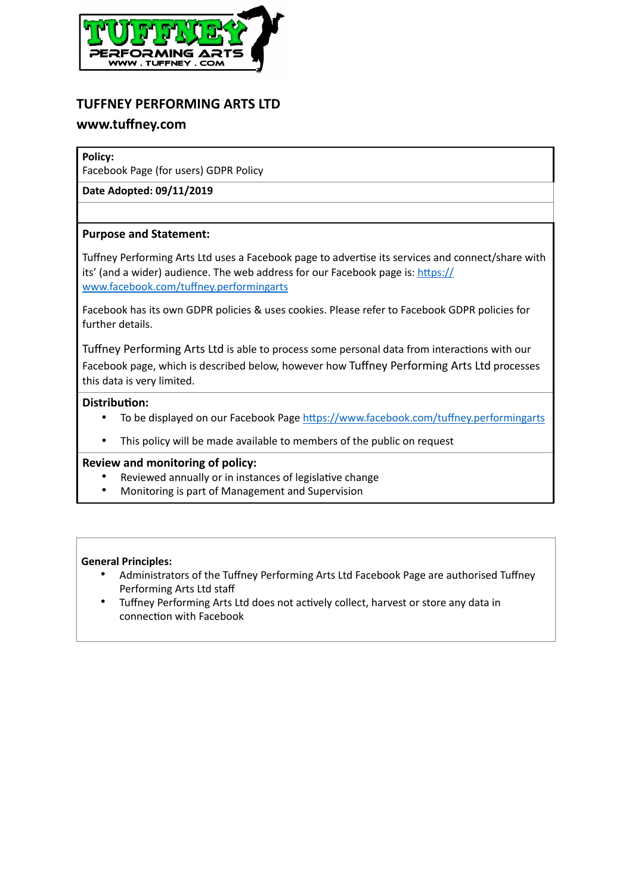## TUFFNEY PERFORMING ARTS LTD

## www.tuffney.com

**Policy:**
Facebook Page (for users) GDPR Policy

**Date Adopted: 09/11/2019**

**Purpose and Statement:**

Tuffney Performing Arts Ltd uses a Facebook page to advertise its services and connect/share with its' (and a wider) audience. The web address for our Facebook page is: https://www.facebook.com/tuffney.performingarts

Facebook has its own GDPR policies & uses cookies. Please refer to Facebook GDPR policies for further details.

Tuffney Performing Arts Ltd is able to process some personal data from interactions with our Facebook page, which is described below, however how Tuffney Performing Arts Ltd processes this data is very limited.

**Distribution:**

- To be displayed on our Facebook Page https://www.facebook.com/tuffney.performingarts
- This policy will be made available to members of the public on request

**Review and monitoring of policy:**

- Reviewed annually or in instances of legislative change
- Monitoring is part of Management and Supervision

**General Principles:**

- Administrators of the Tuffney Performing Arts Ltd Facebook Page are authorised Tuffney Performing Arts Ltd staff
- Tuffney Performing Arts Ltd does not actively collect, harvest or store any data in connection with Facebook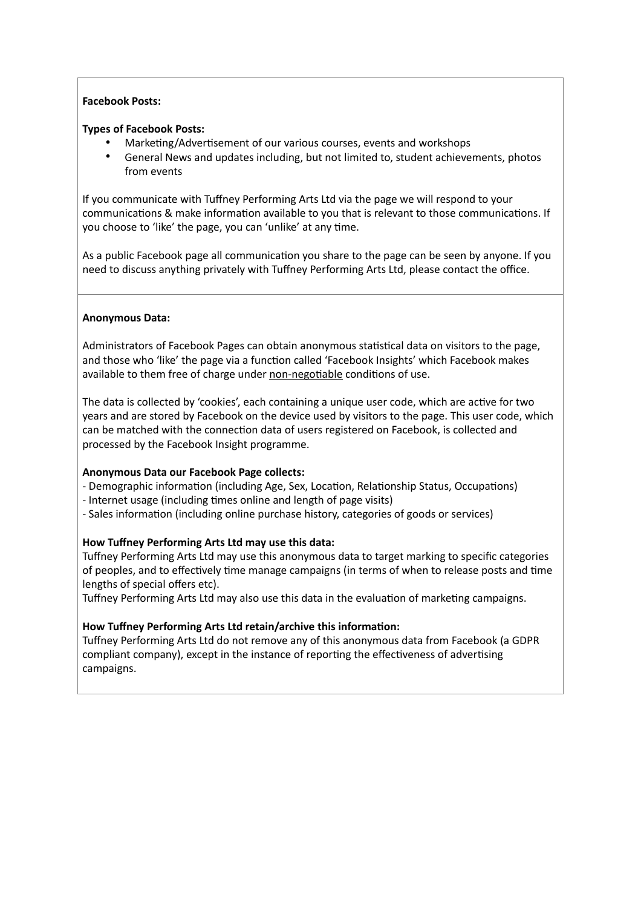**Facebook Posts:**

**Types of Facebook Posts:**

- Marketing/Advertisement of our various courses, events and workshops
- General News and updates including, but not limited to, student achievements, photos from events

If you communicate with Tuffney Performing Arts Ltd via the page we will respond to your communications & make information available to you that is relevant to those communications. If you choose to 'like' the page, you can 'unlike' at any time.

As a public Facebook page all communication you share to the page can be seen by anyone. If you need to discuss anything privately with Tuffney Performing Arts Ltd, please contact the office.

**Anonymous Data:**

Administrators of Facebook Pages can obtain anonymous statistical data on visitors to the page, and those who 'like' the page via a function called 'Facebook Insights' which Facebook makes available to them free of charge under non-negotiable conditions of use.

The data is collected by 'cookies', each containing a unique user code, which are active for two years and are stored by Facebook on the device used by visitors to the page. This user code, which can be matched with the connection data of users registered on Facebook, is collected and processed by the Facebook Insight programme.

**Anonymous Data our Facebook Page collects:**

- Demographic information (including Age, Sex, Location, Relationship Status, Occupations)
- Internet usage (including times online and length of page visits)
- Sales information (including online purchase history, categories of goods or services)

**How Tuffney Performing Arts Ltd may use this data:**

Tuffney Performing Arts Ltd may use this anonymous data to target marking to specific categories of peoples, and to effectively time manage campaigns (in terms of when to release posts and time lengths of special offers etc).

Tuffney Performing Arts Ltd may also use this data in the evaluation of marketing campaigns.

**How Tuffney Performing Arts Ltd retain/archive this information:**

Tuffney Performing Arts Ltd do not remove any of this anonymous data from Facebook (a GDPR compliant company), except in the instance of reporting the effectiveness of advertising campaigns.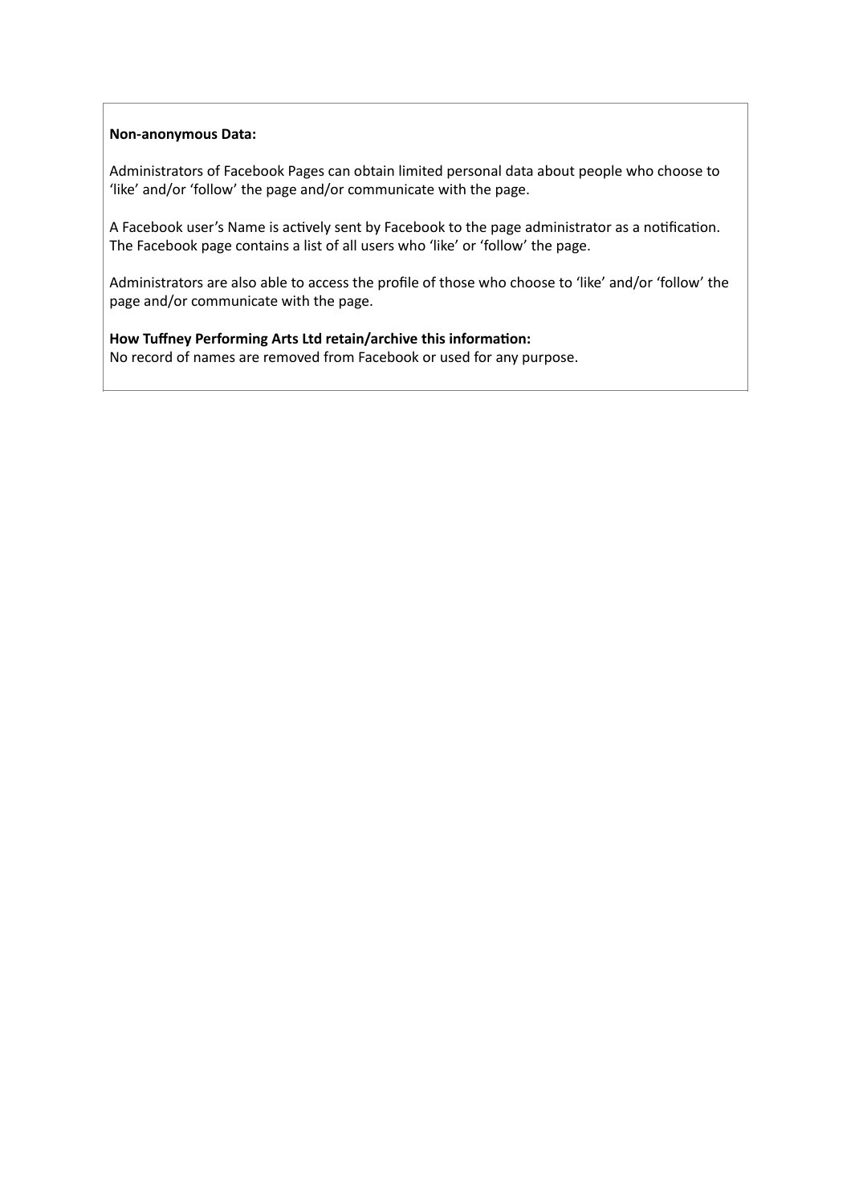**Non-anonymous Data:**

Administrators of Facebook Pages can obtain limited personal data about people who choose to 'like' and/or 'follow' the page and/or communicate with the page.

A Facebook user's Name is actively sent by Facebook to the page administrator as a notification. The Facebook page contains a list of all users who 'like' or 'follow' the page.

Administrators are also able to access the profile of those who choose to 'like' and/or 'follow' the page and/or communicate with the page.

**How Tuffney Performing Arts Ltd retain/archive this information:**
No record of names are removed from Facebook or used for any purpose.